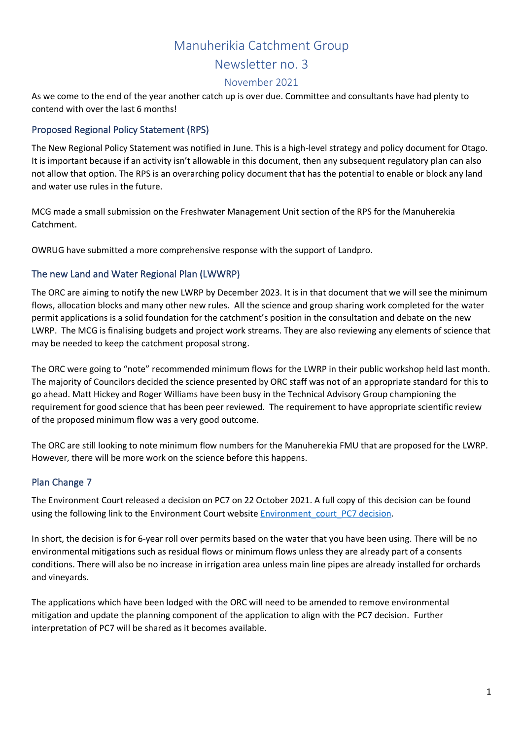# Manuherikia Catchment Group

## Newsletter no. 3

### November 2021

As we come to the end of the year another catch up is over due. Committee and consultants have had plenty to contend with over the last 6 months!

## Proposed Regional Policy Statement (RPS)

The New Regional Policy Statement was notified in June. This is a high-level strategy and policy document for Otago. It is important because if an activity isn't allowable in this document, then any subsequent regulatory plan can also not allow that option. The RPS is an overarching policy document that has the potential to enable or block any land and water use rules in the future.

MCG made a small submission on the Freshwater Management Unit section of the RPS for the Manuherekia Catchment.

OWRUG have submitted a more comprehensive response with the support of Landpro.

## The new Land and Water Regional Plan (LWWRP)

The ORC are aiming to notify the new LWRP by December 2023. It is in that document that we will see the minimum flows, allocation blocks and many other new rules. All the science and group sharing work completed for the water permit applications is a solid foundation for the catchment's position in the consultation and debate on the new LWRP. The MCG is finalising budgets and project work streams. They are also reviewing any elements of science that may be needed to keep the catchment proposal strong.

The ORC were going to "note" recommended minimum flows for the LWRP in their public workshop held last month. The majority of Councilors decided the science presented by ORC staff was not of an appropriate standard for this to go ahead. Matt Hickey and Roger Williams have been busy in the Technical Advisory Group championing the requirement for good science that has been peer reviewed. The requirement to have appropriate scientific review of the proposed minimum flow was a very good outcome.

The ORC are still looking to note minimum flow numbers for the Manuherekia FMU that are proposed for the LWRP. However, there will be more work on the science before this happens.

## Plan Change 7

The Environment Court released a decision on PC7 on 22 October 2021. A full copy of this decision can be found using the following link to the Environment Court website [Environment_court_PC7 decision](Environment_court_PC7 decision).

In short, the decision is for 6-year roll over permits based on the water that you have been using. There will be no environmental mitigations such as residual flows or minimum flows unless they are already part of a consents conditions. There will also be no increase in irrigation area unless main line pipes are already installed for orchards and vineyards.

The applications which have been lodged with the ORC will need to be amended to remove environmental mitigation and update the planning component of the application to align with the PC7 decision. Further interpretation of PC7 will be shared as it becomes available.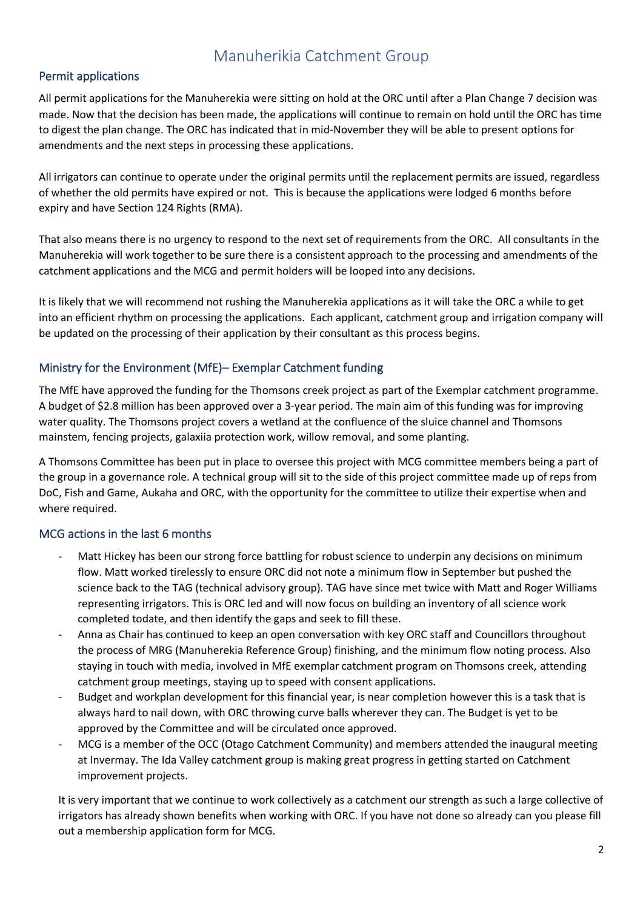# Manuherikia Catchment Group

## Permit applications

All permit applications for the Manuherekia were sitting on hold at the ORC until after a Plan Change 7 decision was made. Now that the decision has been made, the applications will continue to remain on hold until the ORC has time to digest the plan change. The ORC has indicated that in mid-November they will be able to present options for amendments and the next steps in processing these applications.

All irrigators can continue to operate under the original permits until the replacement permits are issued, regardless of whether the old permits have expired or not. This is because the applications were lodged 6 months before expiry and have Section 124 Rights (RMA).

That also means there is no urgency to respond to the next set of requirements from the ORC. All consultants in the Manuherekia will work together to be sure there is a consistent approach to the processing and amendments of the catchment applications and the MCG and permit holders will be looped into any decisions.

It is likely that we will recommend not rushing the Manuherekia applications as it will take the ORC a while to get into an efficient rhythm on processing the applications. Each applicant, catchment group and irrigation company will be updated on the processing of their application by their consultant as this process begins.

## Ministry for the Environment (MfE)– Exemplar Catchment funding

The MfE have approved the funding for the Thomsons creek project as part of the Exemplar catchment programme. A budget of $2.8 million has been approved over a 3-year period. The main aim of this funding was for improving water quality. The Thomsons project covers a wetland at the confluence of the sluice channel and Thomsons mainstem, fencing projects, galaxiia protection work, willow removal, and some planting.

A Thomsons Committee has been put in place to oversee this project with MCG committee members being a part of the group in a governance role. A technical group will sit to the side of this project committee made up of reps from DoC, Fish and Game, Aukaha and ORC, with the opportunity for the committee to utilize their expertise when and where required.

## MCG actions in the last 6 months

- Matt Hickey has been our strong force battling for robust science to underpin any decisions on minimum flow. Matt worked tirelessly to ensure ORC did not note a minimum flow in September but pushed the science back to the TAG (technical advisory group). TAG have since met twice with Matt and Roger Williams representing irrigators. This is ORC led and will now focus on building an inventory of all science work completed todate, and then identify the gaps and seek to fill these.
- Anna as Chair has continued to keep an open conversation with key ORC staff and Councillors throughout the process of MRG (Manuherekia Reference Group) finishing, and the minimum flow noting process. Also staying in touch with media, involved in MfE exemplar catchment program on Thomsons creek, attending catchment group meetings, staying up to speed with consent applications.
- Budget and workplan development for this financial year, is near completion however this is a task that is always hard to nail down, with ORC throwing curve balls wherever they can. The Budget is yet to be approved by the Committee and will be circulated once approved.
- MCG is a member of the OCC (Otago Catchment Community) and members attended the inaugural meeting at Invermay. The Ida Valley catchment group is making great progress in getting started on Catchment improvement projects.

It is very important that we continue to work collectively as a catchment our strength as such a large collective of irrigators has already shown benefits when working with ORC. If you have not done so already can you please fill out a membership application form for MCG.